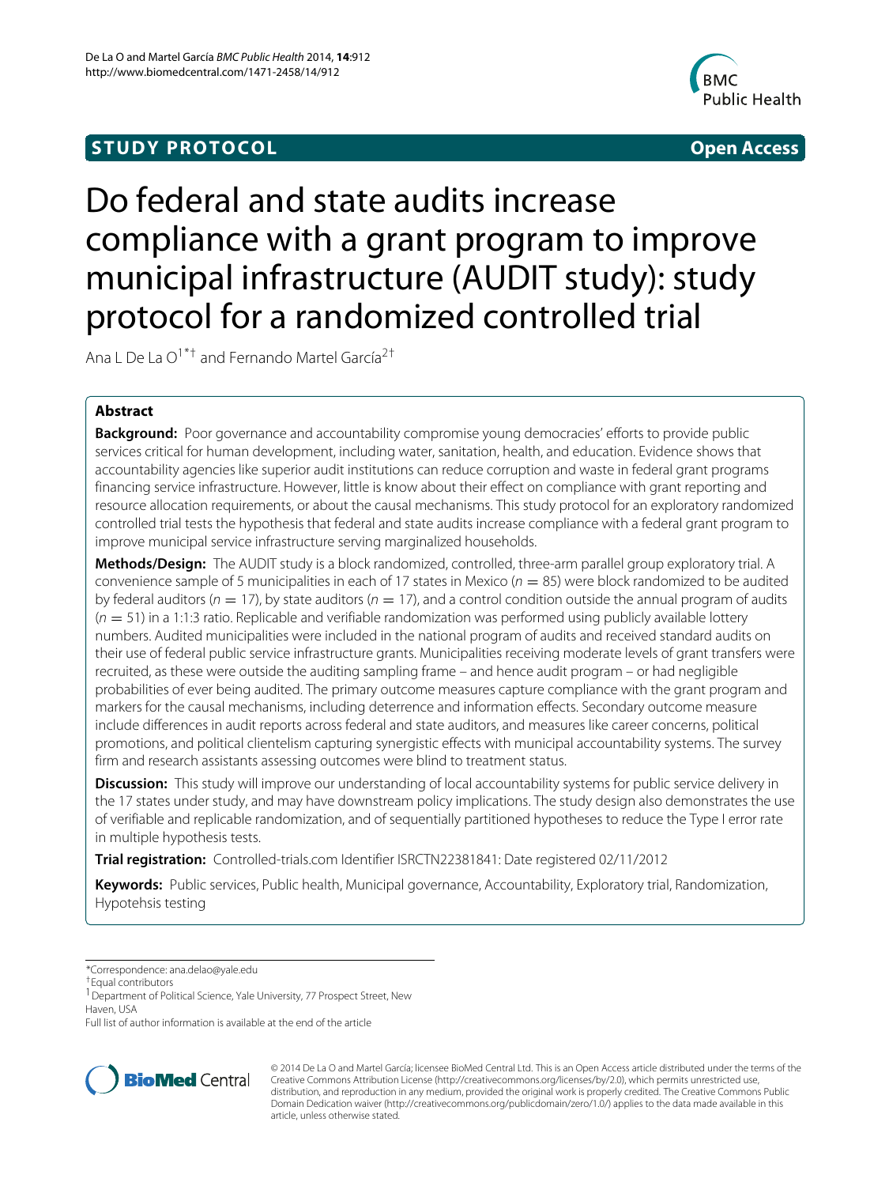**STUDY PROTOCOL** **Open Access**

# Do federal and state audits increase compliance with a grant program to improve municipal infrastructure (AUDIT study): study protocol for a randomized controlled trial

Ana L De La O[1*†] and Fernando Martel García[2†]

## Abstract

**Background:** Poor governance and accountability compromise young democracies' efforts to provide public services critical for human development, including water, sanitation, health, and education. Evidence shows that accountability agencies like superior audit institutions can reduce corruption and waste in federal grant programs financing service infrastructure. However, little is know about their effect on compliance with grant reporting and resource allocation requirements, or about the causal mechanisms. This study protocol for an exploratory randomized controlled trial tests the hypothesis that federal and state audits increase compliance with a federal grant program to improve municipal service infrastructure serving marginalized households.

**Methods/Design:** The AUDIT study is a block randomized, controlled, three-arm parallel group exploratory trial. A convenience sample of 5 municipalities in each of 17 states in Mexico ($n = 85$) were block randomized to be audited by federal auditors ($n = 17$), by state auditors ($n = 17$), and a control condition outside the annual program of audits ($n = 51$) in a 1:1:3 ratio. Replicable and verifiable randomization was performed using publicly available lottery numbers. Audited municipalities were included in the national program of audits and received standard audits on their use of federal public service infrastructure grants. Municipalities receiving moderate levels of grant transfers were recruited, as these were outside the auditing sampling frame – and hence audit program – or had negligible probabilities of ever being audited. The primary outcome measures capture compliance with the grant program and markers for the causal mechanisms, including deterrence and information effects. Secondary outcome measure include differences in audit reports across federal and state auditors, and measures like career concerns, political promotions, and political clientelism capturing synergistic effects with municipal accountability systems. The survey firm and research assistants assessing outcomes were blind to treatment status.

**Discussion:** This study will improve our understanding of local accountability systems for public service delivery in the 17 states under study, and may have downstream policy implications. The study design also demonstrates the use of verifiable and replicable randomization, and of sequentially partitioned hypotheses to reduce the Type I error rate in multiple hypothesis tests.

**Trial registration:** Controlled-trials.com Identifier ISRCTN22381841: Date registered 02/11/2012

**Keywords:** Public services, Public health, Municipal governance, Accountability, Exploratory trial, Randomization, Hypotehsis testing

---

*Correspondence: ana.delao@yale.edu

†Equal contributors

[1] Department of Political Science, Yale University, 77 Prospect Street, New Haven, USA

Full list of author information is available at the end of the article

© 2014 De La O and Martel García; licensee BioMed Central Ltd. This is an Open Access article distributed under the terms of the Creative Commons Attribution License (http://creativecommons.org/licenses/by/2.0), which permits unrestricted use, distribution, and reproduction in any medium, provided the original work is properly credited. The Creative Commons Public Domain Dedication waiver (http://creativecommons.org/publicdomain/zero/1.0/) applies to the data made available in this article, unless otherwise stated.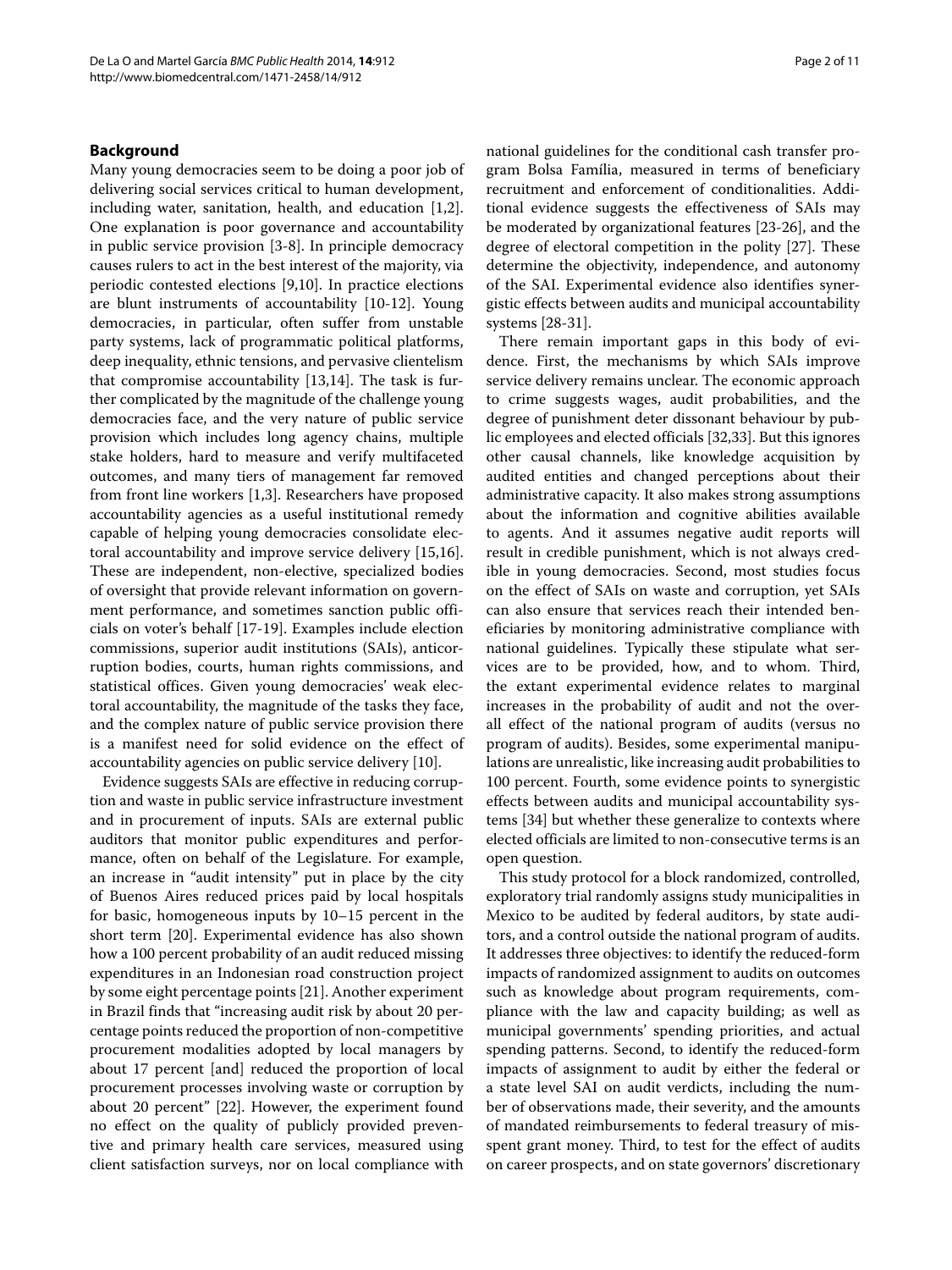## Background

Many young democracies seem to be doing a poor job of delivering social services critical to human development, including water, sanitation, health, and education [1,2]. One explanation is poor governance and accountability in public service provision [3-8]. In principle democracy causes rulers to act in the best interest of the majority, via periodic contested elections [9,10]. In practice elections are blunt instruments of accountability [10-12]. Young democracies, in particular, often suffer from unstable party systems, lack of programmatic political platforms, deep inequality, ethnic tensions, and pervasive clientelism that compromise accountability [13,14]. The task is further complicated by the magnitude of the challenge young democracies face, and the very nature of public service provision which includes long agency chains, multiple stake holders, hard to measure and verify multifaceted outcomes, and many tiers of management far removed from front line workers [1,3]. Researchers have proposed accountability agencies as a useful institutional remedy capable of helping young democracies consolidate electoral accountability and improve service delivery [15,16]. These are independent, non-elective, specialized bodies of oversight that provide relevant information on government performance, and sometimes sanction public officials on voter's behalf [17-19]. Examples include election commissions, superior audit institutions (SAIs), anticorruption bodies, courts, human rights commissions, and statistical offices. Given young democracies' weak electoral accountability, the magnitude of the tasks they face, and the complex nature of public service provision there is a manifest need for solid evidence on the effect of accountability agencies on public service delivery [10].

Evidence suggests SAIs are effective in reducing corruption and waste in public service infrastructure investment and in procurement of inputs. SAIs are external public auditors that monitor public expenditures and performance, often on behalf of the Legislature. For example, an increase in "audit intensity" put in place by the city of Buenos Aires reduced prices paid by local hospitals for basic, homogeneous inputs by 10–15 percent in the short term [20]. Experimental evidence has also shown how a 100 percent probability of an audit reduced missing expenditures in an Indonesian road construction project by some eight percentage points [21]. Another experiment in Brazil finds that "increasing audit risk by about 20 percentage points reduced the proportion of non-competitive procurement modalities adopted by local managers by about 17 percent [and] reduced the proportion of local procurement processes involving waste or corruption by about 20 percent" [22]. However, the experiment found no effect on the quality of publicly provided preventive and primary health care services, measured using client satisfaction surveys, nor on local compliance with national guidelines for the conditional cash transfer program Bolsa Família, measured in terms of beneficiary recruitment and enforcement of conditionalities. Additional evidence suggests the effectiveness of SAIs may be moderated by organizational features [23-26], and the degree of electoral competition in the polity [27]. These determine the objectivity, independence, and autonomy of the SAI. Experimental evidence also identifies synergistic effects between audits and municipal accountability systems [28-31].

There remain important gaps in this body of evidence. First, the mechanisms by which SAIs improve service delivery remains unclear. The economic approach to crime suggests wages, audit probabilities, and the degree of punishment deter dissonant behaviour by public employees and elected officials [32,33]. But this ignores other causal channels, like knowledge acquisition by audited entities and changed perceptions about their administrative capacity. It also makes strong assumptions about the information and cognitive abilities available to agents. And it assumes negative audit reports will result in credible punishment, which is not always credible in young democracies. Second, most studies focus on the effect of SAIs on waste and corruption, yet SAIs can also ensure that services reach their intended beneficiaries by monitoring administrative compliance with national guidelines. Typically these stipulate what services are to be provided, how, and to whom. Third, the extant experimental evidence relates to marginal increases in the probability of audit and not the overall effect of the national program of audits (versus no program of audits). Besides, some experimental manipulations are unrealistic, like increasing audit probabilities to 100 percent. Fourth, some evidence points to synergistic effects between audits and municipal accountability systems [34] but whether these generalize to contexts where elected officials are limited to non-consecutive terms is an open question.

This study protocol for a block randomized, controlled, exploratory trial randomly assigns study municipalities in Mexico to be audited by federal auditors, by state auditors, and a control outside the national program of audits. It addresses three objectives: to identify the reduced-form impacts of randomized assignment to audits on outcomes such as knowledge about program requirements, compliance with the law and capacity building; as well as municipal governments' spending priorities, and actual spending patterns. Second, to identify the reduced-form impacts of assignment to audit by either the federal or a state level SAI on audit verdicts, including the number of observations made, their severity, and the amounts of mandated reimbursements to federal treasury of misspent grant money. Third, to test for the effect of audits on career prospects, and on state governors' discretionary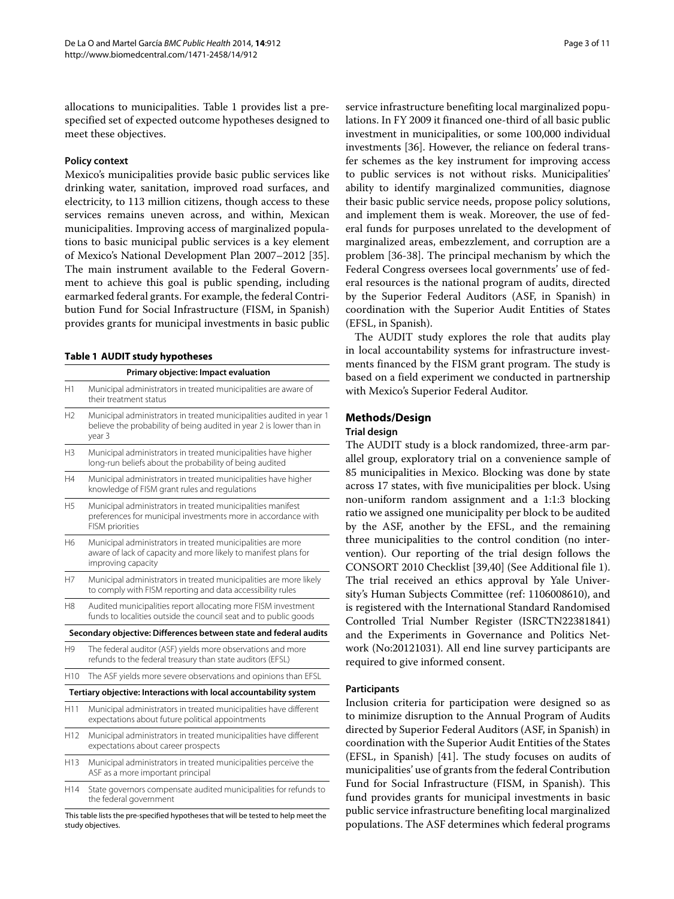allocations to municipalities. Table 1 provides list a pre-specified set of expected outcome hypotheses designed to meet these objectives.

### Policy context

Mexico's municipalities provide basic public services like drinking water, sanitation, improved road surfaces, and electricity, to 113 million citizens, though access to these services remains uneven across, and within, Mexican municipalities. Improving access of marginalized populations to basic municipal public services is a key element of Mexico's National Development Plan 2007–2012 [35]. The main instrument available to the Federal Government to achieve this goal is public spending, including earmarked federal grants. For example, the federal Contribution Fund for Social Infrastructure (FISM, in Spanish) provides grants for municipal investments in basic public service infrastructure benefiting local marginalized populations. In FY 2009 it financed one-third of all basic public investment in municipalities, or some 100,000 individual investments [36]. However, the reliance on federal transfer schemes as the key instrument for improving access to public services is not without risks. Municipalities' ability to identify marginalized communities, diagnose their basic public service needs, propose policy solutions, and implement them is weak. Moreover, the use of federal funds for purposes unrelated to the development of marginalized areas, embezzlement, and corruption are a problem [36-38]. The principal mechanism by which the Federal Congress oversees local governments' use of federal resources is the national program of audits, directed by the Superior Federal Auditors (ASF, in Spanish) in coordination with the Superior Audit Entities of States (EFSL, in Spanish).

The AUDIT study explores the role that audits play in local accountability systems for infrastructure investments financed by the FISM grant program. The study is based on a field experiment we conducted in partnership with Mexico's Superior Federal Auditor.

**Table 1 AUDIT study hypotheses**

| | |
|---|---|
| **Primary objective: Impact evaluation** | |
| H1 | Municipal administrators in treated municipalities are aware of their treatment status |
| H2 | Municipal administrators in treated municipalities audited in year 1 believe the probability of being audited in year 2 is lower than in year 3 |
| H3 | Municipal administrators in treated municipalities have higher long-run beliefs about the probability of being audited |
| H4 | Municipal administrators in treated municipalities have higher knowledge of FISM grant rules and regulations |
| H5 | Municipal administrators in treated municipalities manifest preferences for municipal investments more in accordance with FISM priorities |
| H6 | Municipal administrators in treated municipalities are more aware of lack of capacity and more likely to manifest plans for improving capacity |
| H7 | Municipal administrators in treated municipalities are more likely to comply with FISM reporting and data accessibility rules |
| H8 | Audited municipalities report allocating more FISM investment funds to localities outside the council seat and to public goods |
| **Secondary objective: Differences between state and federal audits** | |
| H9 | The federal auditor (ASF) yields more observations and more refunds to the federal treasury than state auditors (EFSL) |
| H10 | The ASF yields more severe observations and opinions than EFSL |
| **Tertiary objective: Interactions with local accountability system** | |
| H11 | Municipal administrators in treated municipalities have different expectations about future political appointments |
| H12 | Municipal administrators in treated municipalities have different expectations about career prospects |
| H13 | Municipal administrators in treated municipalities perceive the ASF as a more important principal |
| H14 | State governors compensate audited municipalities for refunds to the federal government |

This table lists the pre-specified hypotheses that will be tested to help meet the study objectives.

## Methods/Design

### Trial design

The AUDIT study is a block randomized, three-arm parallel group, exploratory trial on a convenience sample of 85 municipalities in Mexico. Blocking was done by state across 17 states, with five municipalities per block. Using non-uniform random assignment and a 1:1:3 blocking ratio we assigned one municipality per block to be audited by the ASF, another by the EFSL, and the remaining three municipalities to the control condition (no intervention). Our reporting of the trial design follows the CONSORT 2010 Checklist [39,40] (See Additional file 1). The trial received an ethics approval by Yale University's Human Subjects Committee (ref: 1106008610), and is registered with the International Standard Randomised Controlled Trial Number Register (ISRCTN22381841) and the Experiments in Governance and Politics Network (No:20121031). All end line survey participants are required to give informed consent.

### Participants

Inclusion criteria for participation were designed so as to minimize disruption to the Annual Program of Audits directed by Superior Federal Auditors (ASF, in Spanish) in coordination with the Superior Audit Entities of the States (EFSL, in Spanish) [41]. The study focuses on audits of municipalities' use of grants from the federal Contribution Fund for Social Infrastructure (FISM, in Spanish). This fund provides grants for municipal investments in basic public service infrastructure benefiting local marginalized populations. The ASF determines which federal programs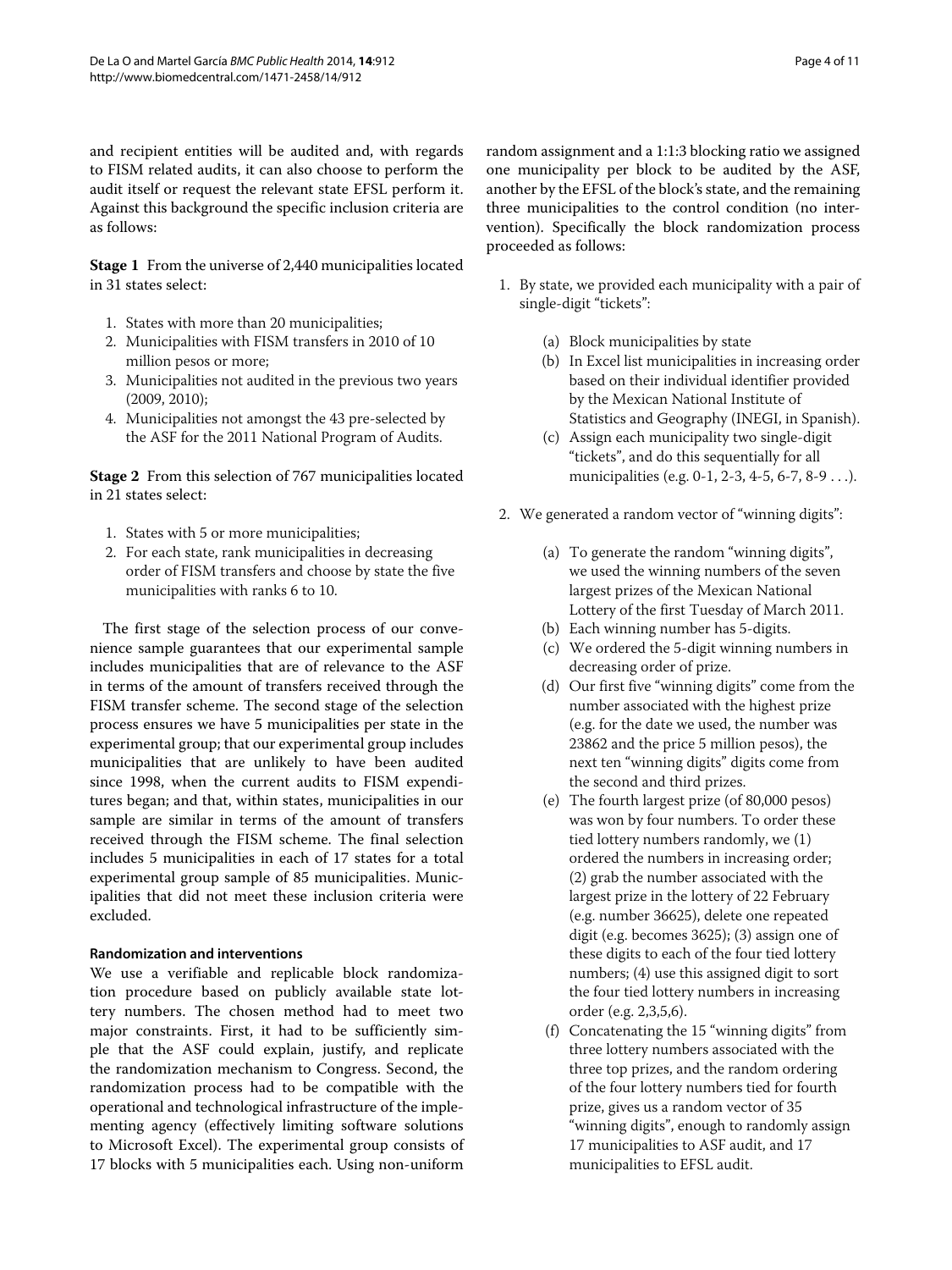and recipient entities will be audited and, with regards to FISM related audits, it can also choose to perform the audit itself or request the relevant state EFSL perform it. Against this background the specific inclusion criteria are as follows:

**Stage 1** From the universe of 2,440 municipalities located in 31 states select:

1. States with more than 20 municipalities;
2. Municipalities with FISM transfers in 2010 of 10 million pesos or more;
3. Municipalities not audited in the previous two years (2009, 2010);
4. Municipalities not amongst the 43 pre-selected by the ASF for the 2011 National Program of Audits.

**Stage 2** From this selection of 767 municipalities located in 21 states select:

1. States with 5 or more municipalities;
2. For each state, rank municipalities in decreasing order of FISM transfers and choose by state the five municipalities with ranks 6 to 10.

The first stage of the selection process of our convenience sample guarantees that our experimental sample includes municipalities that are of relevance to the ASF in terms of the amount of transfers received through the FISM transfer scheme. The second stage of the selection process ensures we have 5 municipalities per state in the experimental group; that our experimental group includes municipalities that are unlikely to have been audited since 1998, when the current audits to FISM expenditures began; and that, within states, municipalities in our sample are similar in terms of the amount of transfers received through the FISM scheme. The final selection includes 5 municipalities in each of 17 states for a total experimental group sample of 85 municipalities. Municipalities that did not meet these inclusion criteria were excluded.

#### Randomization and interventions

We use a verifiable and replicable block randomization procedure based on publicly available state lottery numbers. The chosen method had to meet two major constraints. First, it had to be sufficiently simple that the ASF could explain, justify, and replicate the randomization mechanism to Congress. Second, the randomization process had to be compatible with the operational and technological infrastructure of the implementing agency (effectively limiting software solutions to Microsoft Excel). The experimental group consists of 17 blocks with 5 municipalities each. Using non-uniform random assignment and a 1:1:3 blocking ratio we assigned one municipality per block to be audited by the ASF, another by the EFSL of the block's state, and the remaining three municipalities to the control condition (no intervention). Specifically the block randomization process proceeded as follows:

1. By state, we provided each municipality with a pair of single-digit "tickets":
   (a) Block municipalities by state
   (b) In Excel list municipalities in increasing order based on their individual identifier provided by the Mexican National Institute of Statistics and Geography (INEGI, in Spanish).
   (c) Assign each municipality two single-digit "tickets", and do this sequentially for all municipalities (e.g. 0-1, 2-3, 4-5, 6-7, 8-9 . . .).
2. We generated a random vector of "winning digits":
   (a) To generate the random "winning digits", we used the winning numbers of the seven largest prizes of the Mexican National Lottery of the first Tuesday of March 2011.
   (b) Each winning number has 5-digits.
   (c) We ordered the 5-digit winning numbers in decreasing order of prize.
   (d) Our first five "winning digits" come from the number associated with the highest prize (e.g. for the date we used, the number was 23862 and the price 5 million pesos), the next ten "winning digits" digits come from the second and third prizes.
   (e) The fourth largest prize (of 80,000 pesos) was won by four numbers. To order these tied lottery numbers randomly, we (1) ordered the numbers in increasing order; (2) grab the number associated with the largest prize in the lottery of 22 February (e.g. number 36625), delete one repeated digit (e.g. becomes 3625); (3) assign one of these digits to each of the four tied lottery numbers; (4) use this assigned digit to sort the four tied lottery numbers in increasing order (e.g. 2,3,5,6).
   (f) Concatenating the 15 "winning digits" from three lottery numbers associated with the three top prizes, and the random ordering of the four lottery numbers tied for fourth prize, gives us a random vector of 35 "winning digits", enough to randomly assign 17 municipalities to ASF audit, and 17 municipalities to EFSL audit.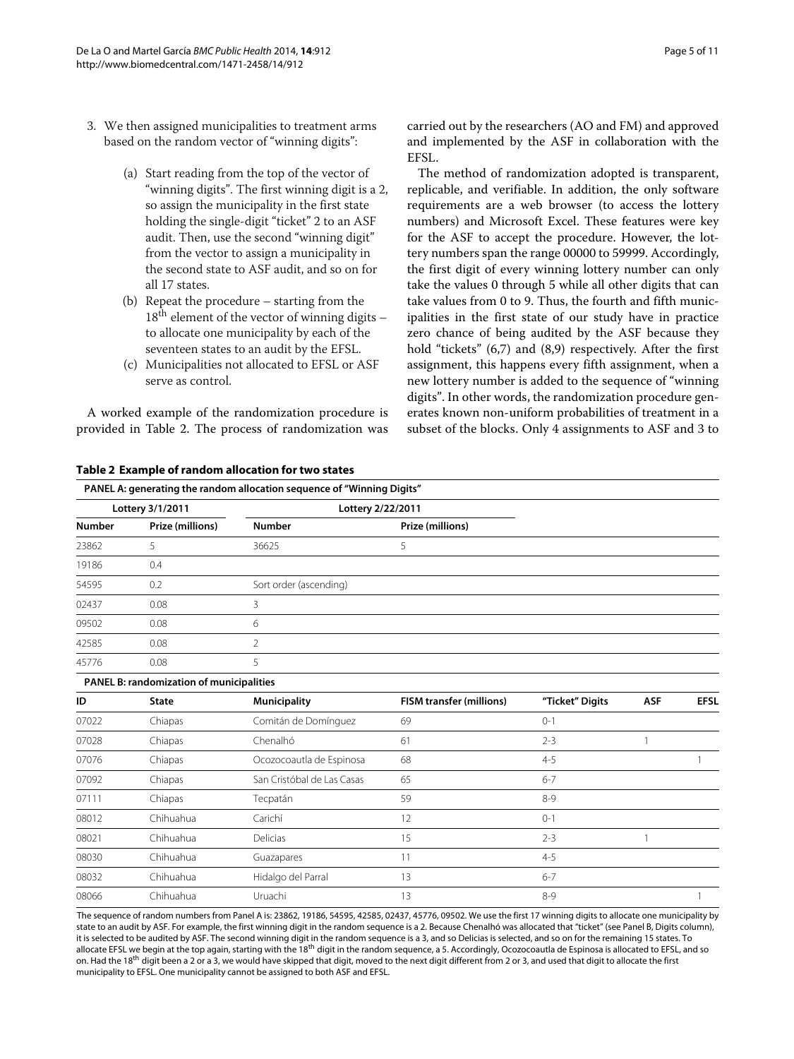3. We then assigned municipalities to treatment arms based on the random vector of "winning digits":

    (a) Start reading from the top of the vector of "winning digits". The first winning digit is a 2, so assign the municipality in the first state holding the single-digit "ticket" 2 to an ASF audit. Then, use the second "winning digit" from the vector to assign a municipality in the second state to ASF audit, and so on for all 17 states.

    (b) Repeat the procedure – starting from the $18^{th}$ element of the vector of winning digits – to allocate one municipality by each of the seventeen states to an audit by the EFSL.

    (c) Municipalities not allocated to EFSL or ASF serve as control.

A worked example of the randomization procedure is provided in Table 2. The process of randomization was carried out by the researchers (AO and FM) and approved and implemented by the ASF in collaboration with the EFSL.

The method of randomization adopted is transparent, replicable, and verifiable. In addition, the only software requirements are a web browser (to access the lottery numbers) and Microsoft Excel. These features were key for the ASF to accept the procedure. However, the lottery numbers span the range 00000 to 59999. Accordingly, the first digit of every winning lottery number can only take the values 0 through 5 while all other digits that can take values from 0 to 9. Thus, the fourth and fifth municipalities in the first state of our study have in practice zero chance of being audited by the ASF because they hold "tickets" (6,7) and (8,9) respectively. After the first assignment, this happens every fifth assignment, when a new lottery number is added to the sequence of "winning digits". In other words, the randomization procedure generates known non-uniform probabilities of treatment in a subset of the blocks. Only 4 assignments to ASF and 3 to

**Table 2 Example of random allocation for two states**

**PANEL A: generating the random allocation sequence of "Winning Digits"**

| Lottery 3/1/2011 | | Lottery 2/22/2011 | |
|---|---|---|---|
| **Number** | **Prize (millions)** | **Number** | **Prize (millions)** |
| 23862 | 5 | 36625 | 5 |
| 19186 | 0.4 | | |
| 54595 | 0.2 | Sort order (ascending) | |
| 02437 | 0.08 | 3 | |
| 09502 | 0.08 | 6 | |
| 42585 | 0.08 | 2 | |
| 45776 | 0.08 | 5 | |

**PANEL B: randomization of municipalities**

| ID | State | Municipality | FISM transfer (millions) | "Ticket" Digits | ASF | EFSL |
|---|---|---|---|---|---|---|
| 07022 | Chiapas | Comitán de Domínguez | 69 | 0-1 | | |
| 07028 | Chiapas | Chenalhó | 61 | 2-3 | 1 | |
| 07076 | Chiapas | Ocozocoautla de Espinosa | 68 | 4-5 | | 1 |
| 07092 | Chiapas | San Cristóbal de Las Casas | 65 | 6-7 | | |
| 07111 | Chiapas | Tecpatán | 59 | 8-9 | | |
| 08012 | Chihuahua | Carichí | 12 | 0-1 | | |
| 08021 | Chihuahua | Delicias | 15 | 2-3 | 1 | |
| 08030 | Chihuahua | Guazapares | 11 | 4-5 | | |
| 08032 | Chihuahua | Hidalgo del Parral | 13 | 6-7 | | |
| 08066 | Chihuahua | Uruachi | 13 | 8-9 | | 1 |

The sequence of random numbers from Panel A is: 23862, 19186, 54595, 42585, 02437, 45776, 09502. We use the first 17 winning digits to allocate one municipality by state to an audit by ASF. For example, the first winning digit in the random sequence is a 2. Because Chenalhó was allocated that "ticket" (see Panel B, Digits column), it is selected to be audited by ASF. The second winning digit in the random sequence is a 3, and so Delicias is selected, and so on for the remaining 15 states. To allocate EFSL we begin at the top again, starting with the $18^{th}$ digit in the random sequence, a 5. Accordingly, Ocozocoautla de Espinosa is allocated to EFSL, and so on. Had the $18^{th}$ digit been a 2 or a 3, we would have skipped that digit, moved to the next digit different from 2 or 3, and used that digit to allocate the first municipality to EFSL. One municipality cannot be assigned to both ASF and EFSL.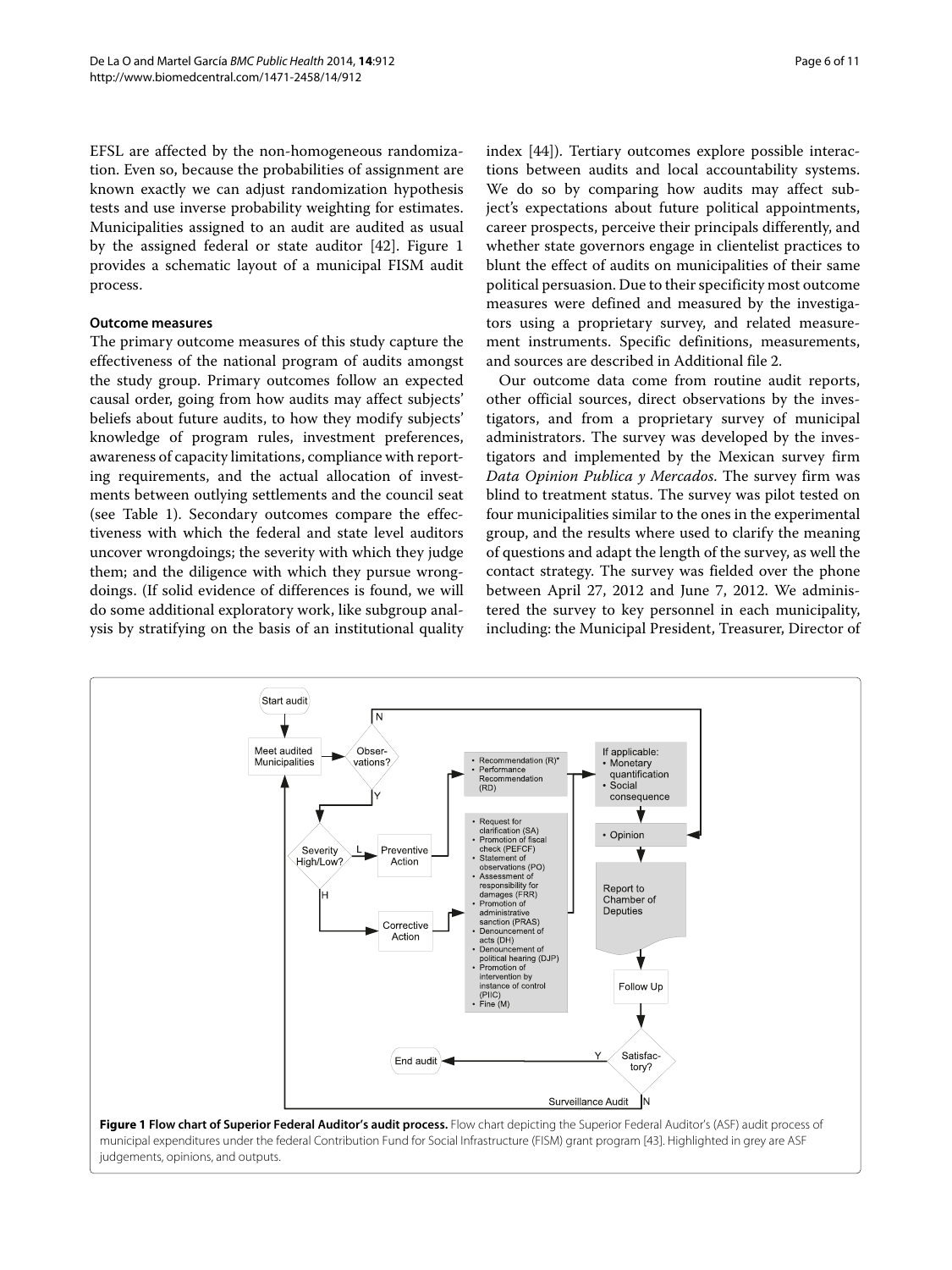EFSL are affected by the non-homogeneous randomization. Even so, because the probabilities of assignment are known exactly we can adjust randomization hypothesis tests and use inverse probability weighting for estimates. Municipalities assigned to an audit are audited as usual by the assigned federal or state auditor [42]. Figure 1 provides a schematic layout of a municipal FISM audit process.

### Outcome measures

The primary outcome measures of this study capture the effectiveness of the national program of audits amongst the study group. Primary outcomes follow an expected causal order, going from how audits may affect subjects' beliefs about future audits, to how they modify subjects' knowledge of program rules, investment preferences, awareness of capacity limitations, compliance with reporting requirements, and the actual allocation of investments between outlying settlements and the council seat (see Table 1). Secondary outcomes compare the effectiveness with which the federal and state level auditors uncover wrongdoings; the severity with which they judge them; and the diligence with which they pursue wrongdoings. (If solid evidence of differences is found, we will do some additional exploratory work, like subgroup analysis by stratifying on the basis of an institutional quality index [44]). Tertiary outcomes explore possible interactions between audits and local accountability systems. We do so by comparing how audits may affect subject's expectations about future political appointments, career prospects, perceive their principals differently, and whether state governors engage in clientelist practices to blunt the effect of audits on municipalities of their same political persuasion. Due to their specificity most outcome measures were defined and measured by the investigators using a proprietary survey, and related measurement instruments. Specific definitions, measurements, and sources are described in Additional file 2.

Our outcome data come from routine audit reports, other official sources, direct observations by the investigators, and from a proprietary survey of municipal administrators. The survey was developed by the investigators and implemented by the Mexican survey firm *Data Opinion Publica y Mercados*. The survey firm was blind to treatment status. The survey was pilot tested on four municipalities similar to the ones in the experimental group, and the results where used to clarify the meaning of questions and adapt the length of the survey, as well the contact strategy. The survey was fielded over the phone between April 27, 2012 and June 7, 2012. We administered the survey to key personnel in each municipality, including: the Municipal President, Treasurer, Director of

Start audit

Meet audited Municipalities

Observations?

N

Y

Severity High/Low?

L

H

Preventive Action

Corrective Action

- Recommendation (R)*
- Performance Recommendation (RD)

- Request for clarification (SA)
- Promotion of fiscal check (PEFCF)
- Statement of observations (PO)
- Assessment of responsibility for damages (FRR)
- Promotion of administrative sanction (PRAS)
- Denouncement of acts (DH)
- Denouncement of political hearing (DJP)
- Promotion of intervention by instance of control (PIIC)
- Fine (M)

If applicable:
- Monetary quantification
- Social consequence

- Opinion

Report to Chamber of Deputies

Follow Up

Satisfactory?

Y

End audit

Surveillance Audit

N

**Figure 1 Flow chart of Superior Federal Auditor's audit process.** Flow chart depicting the Superior Federal Auditor's (ASF) audit process of municipal expenditures under the federal Contribution Fund for Social Infrastructure (FISM) grant program [43]. Highlighted in grey are ASF judgements, opinions, and outputs.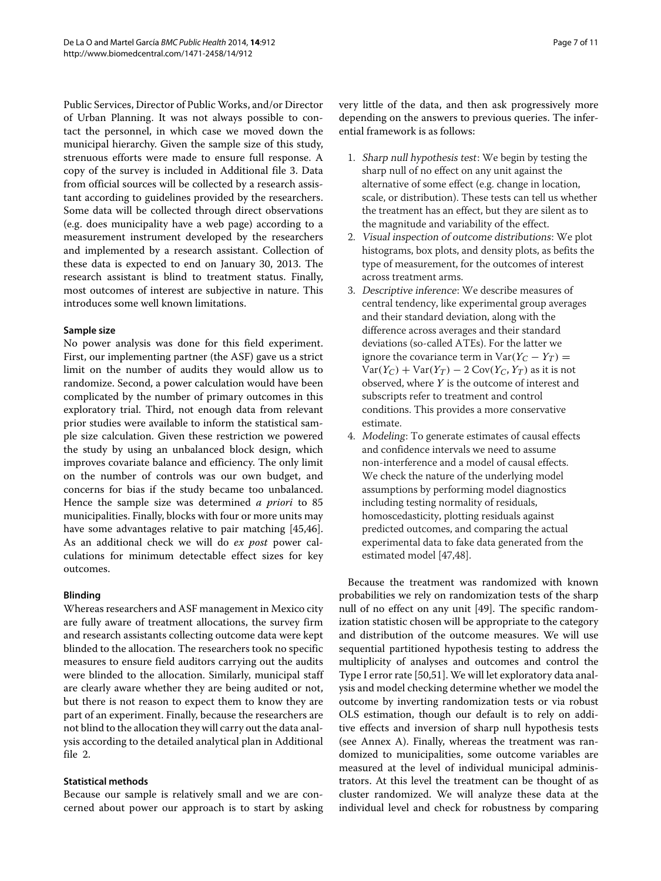Public Services, Director of Public Works, and/or Director of Urban Planning. It was not always possible to contact the personnel, in which case we moved down the municipal hierarchy. Given the sample size of this study, strenuous efforts were made to ensure full response. A copy of the survey is included in Additional file 3. Data from official sources will be collected by a research assistant according to guidelines provided by the researchers. Some data will be collected through direct observations (e.g. does municipality have a web page) according to a measurement instrument developed by the researchers and implemented by a research assistant. Collection of these data is expected to end on January 30, 2013. The research assistant is blind to treatment status. Finally, most outcomes of interest are subjective in nature. This introduces some well known limitations.

#### Sample size

No power analysis was done for this field experiment. First, our implementing partner (the ASF) gave us a strict limit on the number of audits they would allow us to randomize. Second, a power calculation would have been complicated by the number of primary outcomes in this exploratory trial. Third, not enough data from relevant prior studies were available to inform the statistical sample size calculation. Given these restriction we powered the study by using an unbalanced block design, which improves covariate balance and efficiency. The only limit on the number of controls was our own budget, and concerns for bias if the study became too unbalanced. Hence the sample size was determined *a priori* to 85 municipalities. Finally, blocks with four or more units may have some advantages relative to pair matching [45,46]. As an additional check we will do *ex post* power calculations for minimum detectable effect sizes for key outcomes.

#### Blinding

Whereas researchers and ASF management in Mexico city are fully aware of treatment allocations, the survey firm and research assistants collecting outcome data were kept blinded to the allocation. The researchers took no specific measures to ensure field auditors carrying out the audits were blinded to the allocation. Similarly, municipal staff are clearly aware whether they are being audited or not, but there is not reason to expect them to know they are part of an experiment. Finally, because the researchers are not blind to the allocation they will carry out the data analysis according to the detailed analytical plan in Additional file 2.

#### Statistical methods

Because our sample is relatively small and we are concerned about power our approach is to start by asking very little of the data, and then ask progressively more depending on the answers to previous queries. The inferential framework is as follows:

1. *Sharp null hypothesis test*: We begin by testing the sharp null of no effect on any unit against the alternative of some effect (e.g. change in location, scale, or distribution). These tests can tell us whether the treatment has an effect, but they are silent as to the magnitude and variability of the effect.
2. *Visual inspection of outcome distributions*: We plot histograms, box plots, and density plots, as befits the type of measurement, for the outcomes of interest across treatment arms.
3. *Descriptive inference*: We describe measures of central tendency, like experimental group averages and their standard deviation, along with the difference across averages and their standard deviations (so-called ATEs). For the latter we ignore the covariance term in $\mathrm{Var}(Y_C - Y_T) = \mathrm{Var}(Y_C) + \mathrm{Var}(Y_T) - 2\,\mathrm{Cov}(Y_C, Y_T)$ as it is not observed, where $Y$ is the outcome of interest and subscripts refer to treatment and control conditions. This provides a more conservative estimate.
4. *Modeling*: To generate estimates of causal effects and confidence intervals we need to assume non-interference and a model of causal effects. We check the nature of the underlying model assumptions by performing model diagnostics including testing normality of residuals, homoscedasticity, plotting residuals against predicted outcomes, and comparing the actual experimental data to fake data generated from the estimated model [47,48].

Because the treatment was randomized with known probabilities we rely on randomization tests of the sharp null of no effect on any unit [49]. The specific randomization statistic chosen will be appropriate to the category and distribution of the outcome measures. We will use sequential partitioned hypothesis testing to address the multiplicity of analyses and outcomes and control the Type I error rate [50,51]. We will let exploratory data analysis and model checking determine whether we model the outcome by inverting randomization tests or via robust OLS estimation, though our default is to rely on additive effects and inversion of sharp null hypothesis tests (see Annex A). Finally, whereas the treatment was randomized to municipalities, some outcome variables are measured at the level of individual municipal administrators. At this level the treatment can be thought of as cluster randomized. We will analyze these data at the individual level and check for robustness by comparing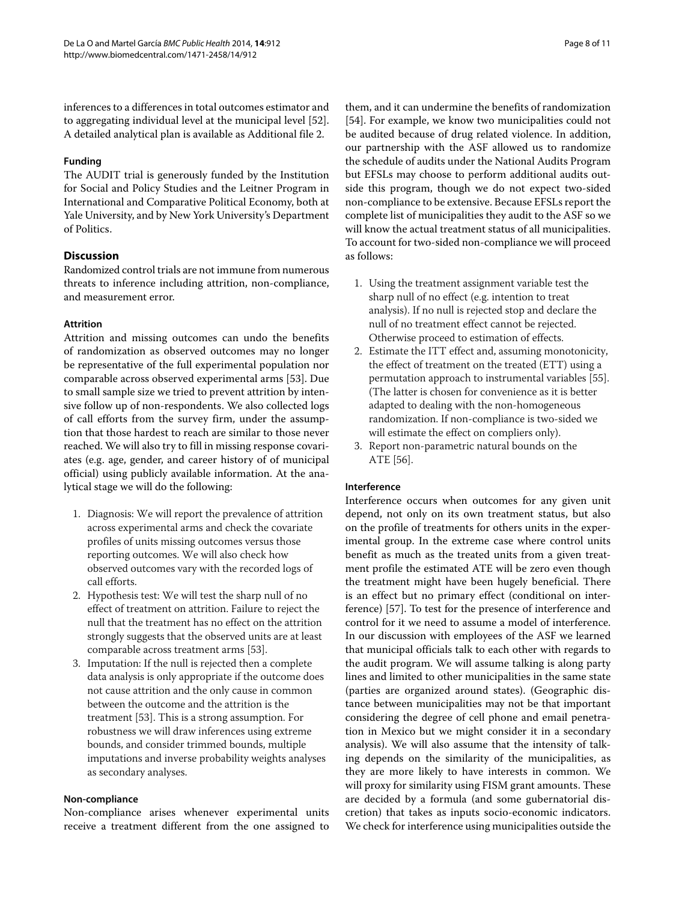inferences to a differences in total outcomes estimator and to aggregating individual level at the municipal level [52]. A detailed analytical plan is available as Additional file 2.

### Funding

The AUDIT trial is generously funded by the Institution for Social and Policy Studies and the Leitner Program in International and Comparative Political Economy, both at Yale University, and by New York University's Department of Politics.

## Discussion

Randomized control trials are not immune from numerous threats to inference including attrition, non-compliance, and measurement error.

### Attrition

Attrition and missing outcomes can undo the benefits of randomization as observed outcomes may no longer be representative of the full experimental population nor comparable across observed experimental arms [53]. Due to small sample size we tried to prevent attrition by intensive follow up of non-respondents. We also collected logs of call efforts from the survey firm, under the assumption that those hardest to reach are similar to those never reached. We will also try to fill in missing response covariates (e.g. age, gender, and career history of of municipal official) using publicly available information. At the analytical stage we will do the following:

1. Diagnosis: We will report the prevalence of attrition across experimental arms and check the covariate profiles of units missing outcomes versus those reporting outcomes. We will also check how observed outcomes vary with the recorded logs of call efforts.
2. Hypothesis test: We will test the sharp null of no effect of treatment on attrition. Failure to reject the null that the treatment has no effect on the attrition strongly suggests that the observed units are at least comparable across treatment arms [53].
3. Imputation: If the null is rejected then a complete data analysis is only appropriate if the outcome does not cause attrition and the only cause in common between the outcome and the attrition is the treatment [53]. This is a strong assumption. For robustness we will draw inferences using extreme bounds, and consider trimmed bounds, multiple imputations and inverse probability weights analyses as secondary analyses.

### Non-compliance

Non-compliance arises whenever experimental units receive a treatment different from the one assigned to them, and it can undermine the benefits of randomization [54]. For example, we know two municipalities could not be audited because of drug related violence. In addition, our partnership with the ASF allowed us to randomize the schedule of audits under the National Audits Program but EFSLs may choose to perform additional audits outside this program, though we do not expect two-sided non-compliance to be extensive. Because EFSLs report the complete list of municipalities they audit to the ASF so we will know the actual treatment status of all municipalities. To account for two-sided non-compliance we will proceed as follows:

1. Using the treatment assignment variable test the sharp null of no effect (e.g. intention to treat analysis). If no null is rejected stop and declare the null of no treatment effect cannot be rejected. Otherwise proceed to estimation of effects.
2. Estimate the ITT effect and, assuming monotonicity, the effect of treatment on the treated (ETT) using a permutation approach to instrumental variables [55]. (The latter is chosen for convenience as it is better adapted to dealing with the non-homogeneous randomization. If non-compliance is two-sided we will estimate the effect on compliers only).
3. Report non-parametric natural bounds on the ATE [56].

### Interference

Interference occurs when outcomes for any given unit depend, not only on its own treatment status, but also on the profile of treatments for others units in the experimental group. In the extreme case where control units benefit as much as the treated units from a given treatment profile the estimated ATE will be zero even though the treatment might have been hugely beneficial. There is an effect but no primary effect (conditional on interference) [57]. To test for the presence of interference and control for it we need to assume a model of interference. In our discussion with employees of the ASF we learned that municipal officials talk to each other with regards to the audit program. We will assume talking is along party lines and limited to other municipalities in the same state (parties are organized around states). (Geographic distance between municipalities may not be that important considering the degree of cell phone and email penetration in Mexico but we might consider it in a secondary analysis). We will also assume that the intensity of talking depends on the similarity of the municipalities, as they are more likely to have interests in common. We will proxy for similarity using FISM grant amounts. These are decided by a formula (and some gubernatorial discretion) that takes as inputs socio-economic indicators. We check for interference using municipalities outside the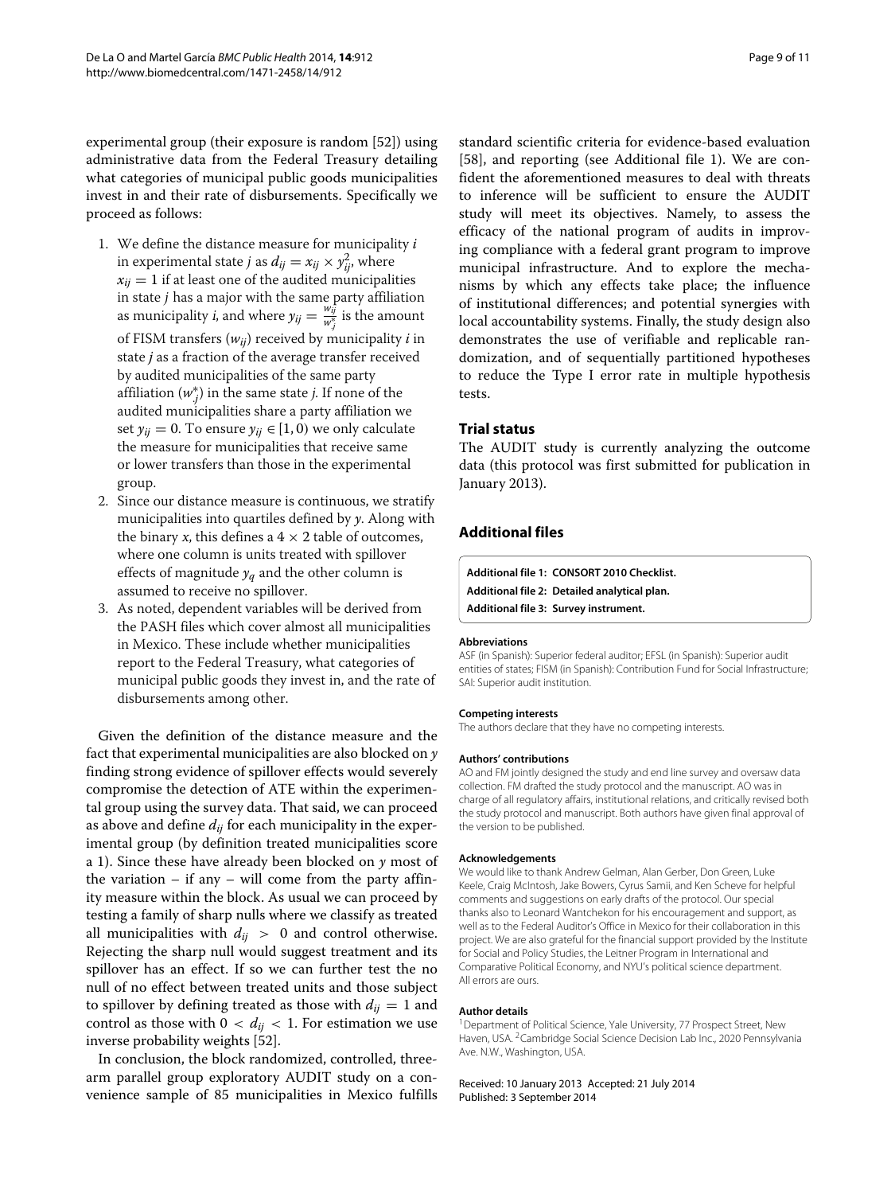experimental group (their exposure is random [52]) using administrative data from the Federal Treasury detailing what categories of municipal public goods municipalities invest in and their rate of disbursements. Specifically we proceed as follows:

1. We define the distance measure for municipality $i$ in experimental state $j$ as $d_{ij} = x_{ij} \times y_{ij}^2$, where $x_{ij} = 1$ if at least one of the audited municipalities in state $j$ has a major with the same party affiliation as municipality $i$, and where $y_{ij} = \frac{w_{ij}}{w_j^*}$ is the amount of FISM transfers ($w_{ij}$) received by municipality $i$ in state $j$ as a fraction of the average transfer received by audited municipalities of the same party affiliation ($w_j^*$) in the same state $j$. If none of the audited municipalities share a party affiliation we set $y_{ij} = 0$. To ensure $y_{ij} \in [1, 0)$ we only calculate the measure for municipalities that receive same or lower transfers than those in the experimental group.
2. Since our distance measure is continuous, we stratify municipalities into quartiles defined by $y$. Along with the binary $x$, this defines a $4 \times 2$ table of outcomes, where one column is units treated with spillover effects of magnitude $y_q$ and the other column is assumed to receive no spillover.
3. As noted, dependent variables will be derived from the PASH files which cover almost all municipalities in Mexico. These include whether municipalities report to the Federal Treasury, what categories of municipal public goods they invest in, and the rate of disbursements among other.

Given the definition of the distance measure and the fact that experimental municipalities are also blocked on $y$ finding strong evidence of spillover effects would severely compromise the detection of ATE within the experimental group using the survey data. That said, we can proceed as above and define $d_{ij}$ for each municipality in the experimental group (by definition treated municipalities score a 1). Since these have already been blocked on $y$ most of the variation – if any – will come from the party affinity measure within the block. As usual we can proceed by testing a family of sharp nulls where we classify as treated all municipalities with $d_{ij} > 0$ and control otherwise. Rejecting the sharp null would suggest treatment and its spillover has an effect. If so we can further test the no null of no effect between treated units and those subject to spillover by defining treated as those with $d_{ij} = 1$ and control as those with $0 < d_{ij} < 1$. For estimation we use inverse probability weights [52].

In conclusion, the block randomized, controlled, three-arm parallel group exploratory AUDIT study on a convenience sample of 85 municipalities in Mexico fulfills standard scientific criteria for evidence-based evaluation [58], and reporting (see Additional file 1). We are confident the aforementioned measures to deal with threats to inference will be sufficient to ensure the AUDIT study will meet its objectives. Namely, to assess the efficacy of the national program of audits in improving compliance with a federal grant program to improve municipal infrastructure. And to explore the mechanisms by which any effects take place; the influence of institutional differences; and potential synergies with local accountability systems. Finally, the study design also demonstrates the use of verifiable and replicable randomization, and of sequentially partitioned hypotheses to reduce the Type I error rate in multiple hypothesis tests.

## Trial status

The AUDIT study is currently analyzing the outcome data (this protocol was first submitted for publication in January 2013).

## Additional files

**Additional file 1: CONSORT 2010 Checklist.**
**Additional file 2: Detailed analytical plan.**
**Additional file 3: Survey instrument.**

#### Abbreviations

ASF (in Spanish): Superior federal auditor; EFSL (in Spanish): Superior audit entities of states; FISM (in Spanish): Contribution Fund for Social Infrastructure; SAI: Superior audit institution.

#### Competing interests

The authors declare that they have no competing interests.

#### Authors' contributions

AO and FM jointly designed the study and end line survey and oversaw data collection. FM drafted the study protocol and the manuscript. AO was in charge of all regulatory affairs, institutional relations, and critically revised both the study protocol and manuscript. Both authors have given final approval of the version to be published.

#### Acknowledgements

We would like to thank Andrew Gelman, Alan Gerber, Don Green, Luke Keele, Craig McIntosh, Jake Bowers, Cyrus Samii, and Ken Scheve for helpful comments and suggestions on early drafts of the protocol. Our special thanks also to Leonard Wantchekon for his encouragement and support, as well as to the Federal Auditor's Office in Mexico for their collaboration in this project. We are also grateful for the financial support provided by the Institute for Social and Policy Studies, the Leitner Program in International and Comparative Political Economy, and NYU's political science department. All errors are ours.

#### Author details

[1]Department of Political Science, Yale University, 77 Prospect Street, New Haven, USA. [2]Cambridge Social Science Decision Lab Inc., 2020 Pennsylvania Ave. N.W., Washington, USA.

Received: 10 January 2013 Accepted: 21 July 2014
Published: 3 September 2014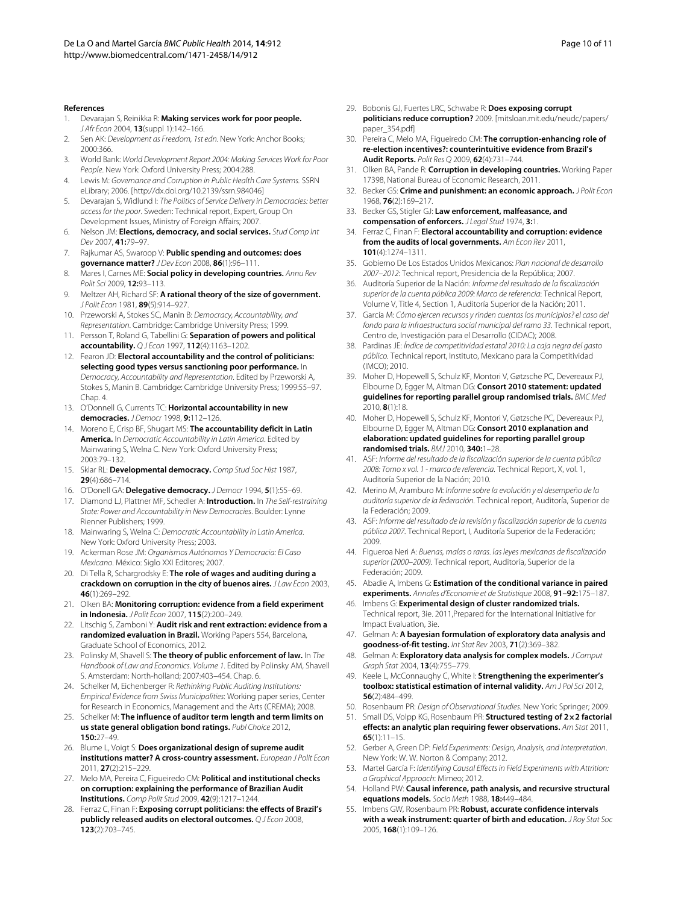#### References

1. Devarajan S, Reinikka R: **Making services work for poor people.** *J Afr Econ* 2004, **13**(suppl 1):142–166.
2. Sen AK: *Development as Freedom, 1st edn*. New York: Anchor Books; 2000:366.
3. World Bank: *World Development Report 2004: Making Services Work for Poor People*. New York: Oxford University Press; 2004:288.
4. Lewis M: *Governance and Corruption in Public Health Care Systems.* SSRN eLibrary; 2006. [http://dx.doi.org/10.2139/ssrn.984046]
5. Devarajan S, Widlund I: *The Politics of Service Delivery in Democracies: better access for the poor*. Sweden: Technical report, Expert, Group On Development Issues, Ministry of Foreign Affairs; 2007.
6. Nelson JM: **Elections, democracy, and social services.** *Stud Comp Int Dev* 2007, **41:**79–97.
7. Rajkumar AS, Swaroop V: **Public spending and outcomes: does governance matter?** *J Dev Econ* 2008, **86**(1):96–111.
8. Mares I, Carnes ME: **Social policy in developing countries.** *Annu Rev Polit Sci* 2009, **12:**93–113.
9. Meltzer AH, Richard SF: **A rational theory of the size of government.** *J Polit Econ* 1981, **89**(5):914–927.
10. Przeworski A, Stokes SC, Manin B: *Democracy, Accountability, and Representation*. Cambridge: Cambridge University Press; 1999.
11. Persson T, Roland G, Tabellini G: **Separation of powers and political accountability.** *Q J Econ* 1997, **112**(4):1163–1202.
12. Fearon JD: **Electoral accountability and the control of politicians: selecting good types versus sanctioning poor performance.** In *Democracy, Accountability and Representation*. Edited by Przeworski A, Stokes S, Manin B. Cambridge: Cambridge University Press; 1999:55–97. Chap. 4.
13. O'Donnell G, Currents TC: **Horizontal accountability in new democracies.** *J Democr* 1998, **9:**112–126.
14. Moreno E, Crisp BF, Shugart MS: **The accountability deficit in Latin America.** In *Democratic Accountability in Latin America*. Edited by Mainwaring S, Welna C. New York: Oxford University Press; 2003:79–132.
15. Sklar RL: **Developmental democracy.** *Comp Stud Soc Hist* 1987, **29**(4):686–714.
16. O'Donell GA: **Delegative democracy.** *J Democr* 1994, **5**(1):55–69.
17. Diamond LJ, Plattner MF, Schedler A: **Introduction.** In *The Self-restraining State: Power and Accountability in New Democracies*. Boulder: Lynne Rienner Publishers; 1999.
18. Mainwaring S, Welna C: *Democratic Accountability in Latin America*. New York: Oxford University Press; 2003.
19. Ackerman Rose JM: *Organismos Autónomos Y Democracia: El Caso Mexicano*. México: Siglo XXI Editores; 2007.
20. Di Tella R, Schargrodsky E: **The role of wages and auditing during a crackdown on corruption in the city of buenos aires.** *J Law Econ* 2003, **46**(1):269–292.
21. Olken BA: **Monitoring corruption: evidence from a field experiment in Indonesia.** *J Polit Econ* 2007, **115**(2):200–249.
22. Litschig S, Zamboni Y: **Audit risk and rent extraction: evidence from a randomized evaluation in Brazil.** Working Papers 554, Barcelona, Graduate School of Economics, 2012.
23. Polinsky M, Shavell S: **The theory of public enforcement of law.** In *The Handbook of Law and Economics. Volume 1*. Edited by Polinsky AM, Shavell S. Amsterdam: North-holland; 2007:403–454. Chap. 6.
24. Schelker M, Eichenberger R: *Rethinking Public Auditing Institutions: Empirical Evidence from Swiss Municipalities*: Working paper series, Center for Research in Economics, Management and the Arts (CREMA); 2008.
25. Schelker M: **The influence of auditor term length and term limits on us state general obligation bond ratings.** *Publ Choice* 2012, **150:**27–49.
26. Blume L, Voigt S: **Does organizational design of supreme audit institutions matter? A cross-country assessment.** *European J Polit Econ* 2011, **27**(2):215–229.
27. Melo MA, Pereira C, Figueiredo CM: **Political and institutional checks on corruption: explaining the performance of Brazilian Audit Institutions.** *Comp Polit Stud* 2009, **42**(9):1217–1244.
28. Ferraz C, Finan F: **Exposing corrupt politicians: the effects of Brazil's publicly released audits on electoral outcomes.** *Q J Econ* 2008, **123**(2):703–745.
29. Bobonis GJ, Fuertes LRC, Schwabe R: **Does exposing corrupt politicians reduce corruption?** 2009. [mitsloan.mit.edu/neudc/papers/paper_354.pdf]
30. Pereira C, Melo MA, Figueiredo CM: **The corruption-enhancing role of re-election incentives?: counterintuitive evidence from Brazil's Audit Reports.** *Polit Res Q* 2009, **62**(4):731–744.
31. Olken BA, Pande R: **Corruption in developing countries.** Working Paper 17398, National Bureau of Economic Research, 2011.
32. Becker GS: **Crime and punishment: an economic approach.** *J Polit Econ* 1968, **76**(2):169–217.
33. Becker GS, Stigler GJ: **Law enforcement, malfeasance, and compensation of enforcers.** *J Legal Stud* 1974, **3:**1.
34. Ferraz C, Finan F: **Electoral accountability and corruption: evidence from the audits of local governments.** *Am Econ Rev* 2011, **101**(4):1274–1311.
35. Gobierno De Los Estados Unidos Mexicanos: *Plan nacional de desarrollo 2007–2012*: Technical report, Presidencia de la República; 2007.
36. Auditoría Superior de la Nación: *Informe del resultado de la fiscalización superior de la cuenta pública 2009: Marco de referencia*: Technical Report, Volume V, Title 4, Section 1, Auditoría Superior de la Nación; 2011.
37. García M: *Cómo ejercen recursos y rinden cuentas los municipios? el caso del fondo para la infraestructura social municipal del ramo 33*. Technical report, Centro de, Investigación para el Desarrollo (CIDAC); 2008.
38. Pardinas JE: *Índice de competitividad estatal 2010: La caja negra del gasto público*. Technical report, Instituto, Mexicano para la Competitividad (IMCO); 2010.
39. Moher D, Hopewell S, Schulz KF, Montori V, Gøtzsche PC, Devereaux PJ, Elbourne D, Egger M, Altman DG: **Consort 2010 statement: updated guidelines for reporting parallel group randomised trials.** *BMC Med* 2010, **8**(1):18.
40. Moher D, Hopewell S, Schulz KF, Montori V, Gøtzsche PC, Devereaux PJ, Elbourne D, Egger M, Altman DG: **Consort 2010 explanation and elaboration: updated guidelines for reporting parallel group randomised trials.** *BMJ* 2010, **340:**1–28.
41. ASF: *Informe del resultado de la fiscalización superior de la cuenta pública 2008: Tomo x vol. 1 - marco de referencia*. Technical Report, X, vol. 1, Auditoría Superior de la Nación; 2010.
42. Merino M, Aramburo M: *Informe sobre la evolución y el desempeño de la auditoría superior de la federación*. Technical report, Auditoría, Superior de la Federación; 2009.
43. ASF: *Informe del resultado de la revisión y fiscalización superior de la cuenta pública 2007*. Technical Report, I, Auditoría Superior de la Federación; 2009.
44. Figueroa Neri A: *Buenas, malas o raras. las leyes mexicanas de fiscalización superior (2000–2009)*. Technical report, Auditoría, Superior de la Federación; 2009.
45. Abadie A, Imbens G: **Estimation of the conditional variance in paired experiments.** *Annales d'Economie et de Statistique* 2008, **91–92:**175–187.
46. Imbens G: **Experimental design of cluster randomized trials.** Technical report, 3ie. 2011,Prepared for the International Initiative for Impact Evaluation, 3ie.
47. Gelman A: **A bayesian formulation of exploratory data analysis and goodness-of-fit testing.** *Int Stat Rev* 2003, **71**(2):369–382.
48. Gelman A: **Exploratory data analysis for complex models.** *J Comput Graph Stat* 2004, **13**(4):755–779.
49. Keele L, McConnaughy C, White I: **Strengthening the experimenter's toolbox: statistical estimation of internal validity.** *Am J Pol Sci* 2012, **56**(2):484–499.
50. Rosenbaum PR: *Design of Observational Studies*. New York: Springer; 2009.
51. Small DS, Volpp KG, Rosenbaum PR: **Structured testing of 2 × 2 factorial effects: an analytic plan requiring fewer observations.** *Am Stat* 2011, **65**(1):11–15.
52. Gerber A, Green DP: *Field Experiments: Design, Analysis, and Interpretation*. New York: W. W. Norton & Company; 2012.
53. Martel García F: *Identifying Causal Effects in Field Experiments with Attrition: a Graphical Approach*: Mimeo; 2012.
54. Holland PW: **Causal inference, path analysis, and recursive structural equations models.** *Socio Meth* 1988, **18:**449–484.
55. Imbens GW, Rosenbaum PR: **Robust, accurate confidence intervals with a weak instrument: quarter of birth and education.** *J Roy Stat Soc* 2005, **168**(1):109–126.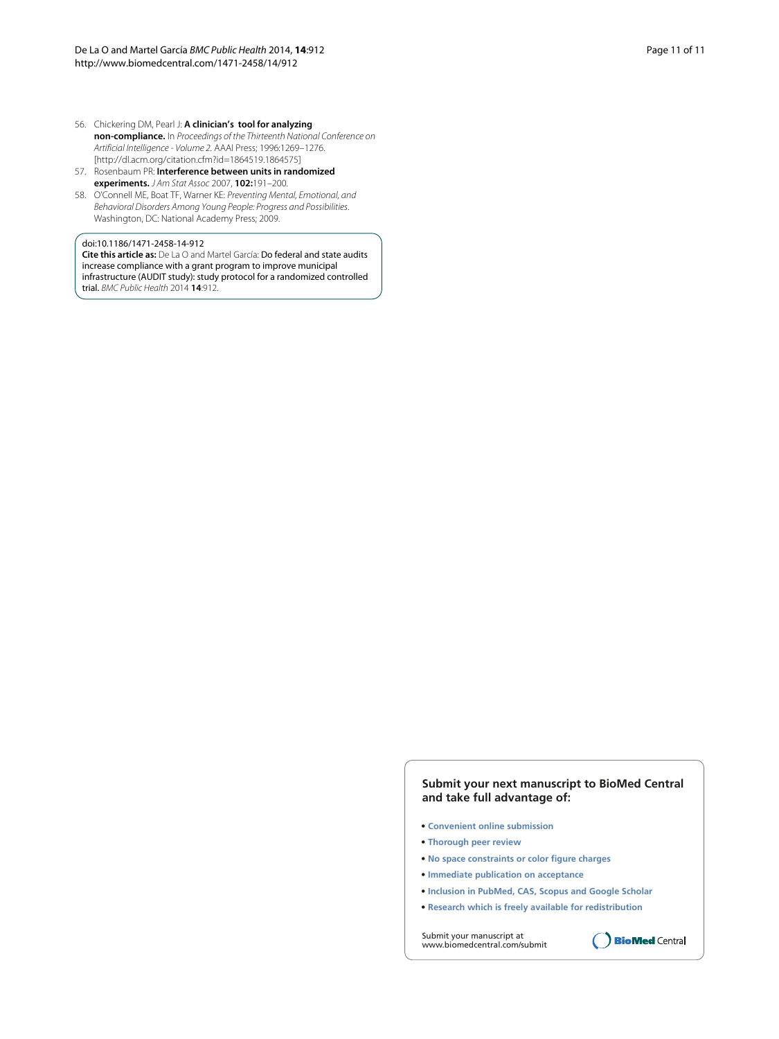56. Chickering DM, Pearl J: **A clinician's tool for analyzing non-compliance.** In *Proceedings of the Thirteenth National Conference on Artificial Intelligence - Volume 2.* AAAI Press; 1996:1269–1276. [http://dl.acm.org/citation.cfm?id=1864519.1864575]
57. Rosenbaum PR: **Interference between units in randomized experiments.** *J Am Stat Assoc* 2007, **102:**191–200.
58. O'Connell ME, Boat TF, Warner KE: *Preventing Mental, Emotional, and Behavioral Disorders Among Young People: Progress and Possibilities*. Washington, DC: National Academy Press; 2009.

doi:10.1186/1471-2458-14-912
**Cite this article as:** De La O and Martel García: Do federal and state audits increase compliance with a grant program to improve municipal infrastructure (AUDIT study): study protocol for a randomized controlled trial. *BMC Public Health* 2014 **14**:912.

**Submit your next manuscript to BioMed Central and take full advantage of:**

- **Convenient online submission**
- **Thorough peer review**
- **No space constraints or color figure charges**
- **Immediate publication on acceptance**
- **Inclusion in PubMed, CAS, Scopus and Google Scholar**
- **Research which is freely available for redistribution**

Submit your manuscript at
www.biomedcentral.com/submit

BioMed Central